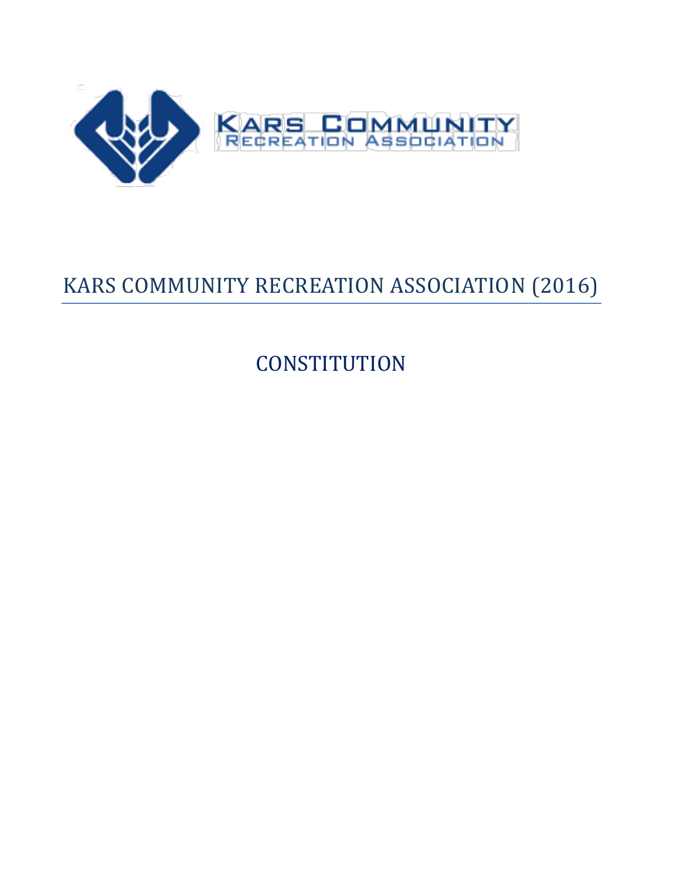KARS COMMUNITY
RECREATION ASSOCIATION

# KARS COMMUNITY RECREATION ASSOCIATION (2016)

## CONSTITUTION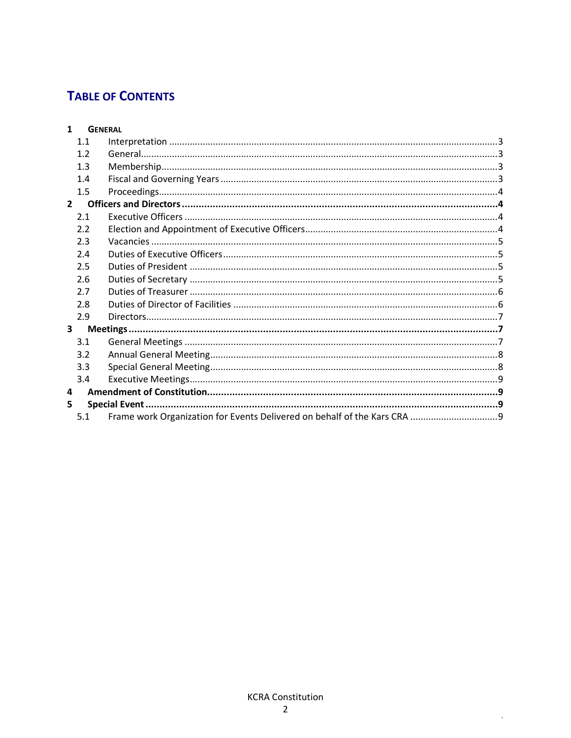## TABLE OF CONTENTS

**1 GENERAL**

- 1.1 Interpretation ..... 3
- 1.2 General ..... 3
- 1.3 Membership ..... 3
- 1.4 Fiscal and Governing Years ..... 3
- 1.5 Proceedings ..... 4

**2 Officers and Directors ..... 4**

- 2.1 Executive Officers ..... 4
- 2.2 Election and Appointment of Executive Officers ..... 4
- 2.3 Vacancies ..... 5
- 2.4 Duties of Executive Officers ..... 5
- 2.5 Duties of President ..... 5
- 2.6 Duties of Secretary ..... 5
- 2.7 Duties of Treasurer ..... 6
- 2.8 Duties of Director of Facilities ..... 6
- 2.9 Directors ..... 7

**3 Meetings ..... 7**

- 3.1 General Meetings ..... 7
- 3.2 Annual General Meeting ..... 8
- 3.3 Special General Meeting ..... 8
- 3.4 Executive Meetings ..... 9

**4 Amendment of Constitution ..... 9**

**5 Special Event ..... 9**

- 5.1 Frame work Organization for Events Delivered on behalf of the Kars CRA ..... 9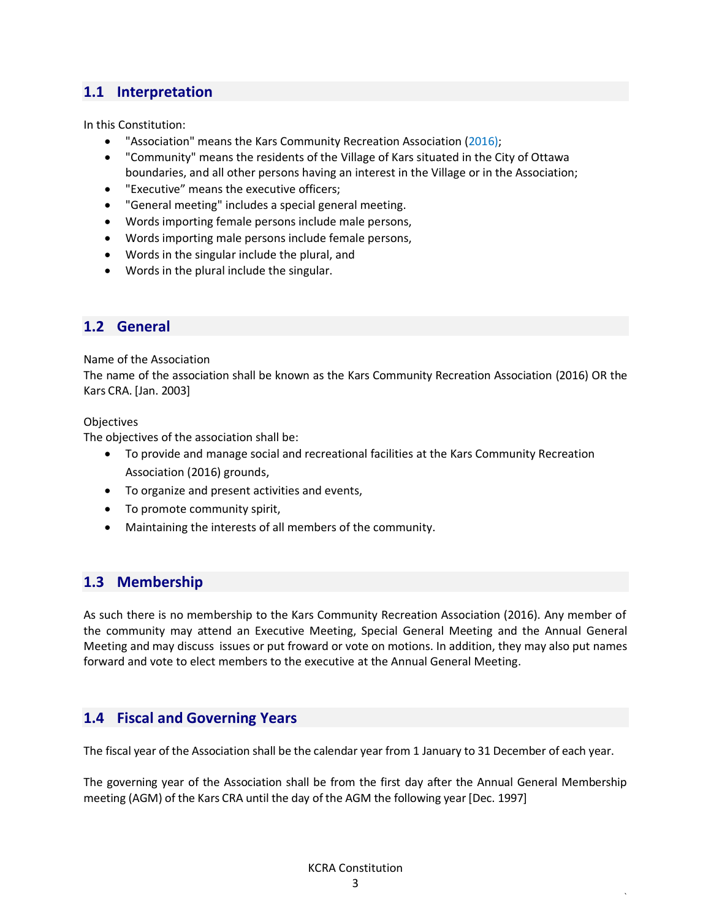## 1.1 Interpretation

In this Constitution:

- "Association" means the Kars Community Recreation Association (2016);
- "Community" means the residents of the Village of Kars situated in the City of Ottawa boundaries, and all other persons having an interest in the Village or in the Association;
- "Executive" means the executive officers;
- "General meeting" includes a special general meeting.
- Words importing female persons include male persons,
- Words importing male persons include female persons,
- Words in the singular include the plural, and
- Words in the plural include the singular.

## 1.2 General

Name of the Association
The name of the association shall be known as the Kars Community Recreation Association (2016) OR the Kars CRA. [Jan. 2003]

Objectives
The objectives of the association shall be:

- To provide and manage social and recreational facilities at the Kars Community Recreation Association (2016) grounds,
- To organize and present activities and events,
- To promote community spirit,
- Maintaining the interests of all members of the community.

## 1.3 Membership

As such there is no membership to the Kars Community Recreation Association (2016). Any member of the community may attend an Executive Meeting, Special General Meeting and the Annual General Meeting and may discuss issues or put froward or vote on motions. In addition, they may also put names forward and vote to elect members to the executive at the Annual General Meeting.

## 1.4 Fiscal and Governing Years

The fiscal year of the Association shall be the calendar year from 1 January to 31 December of each year.

The governing year of the Association shall be from the first day after the Annual General Membership meeting (AGM) of the Kars CRA until the day of the AGM the following year [Dec. 1997]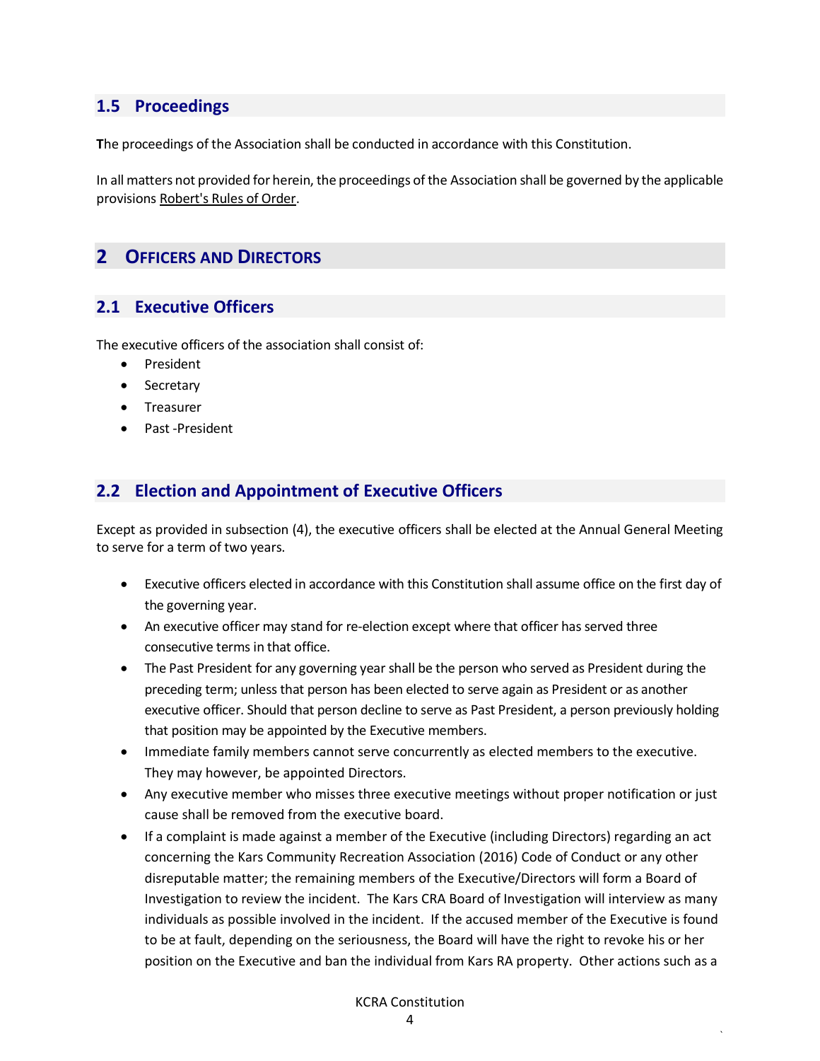## 1.5 Proceedings

**T**he proceedings of the Association shall be conducted in accordance with this Constitution.

In all matters not provided for herein, the proceedings of the Association shall be governed by the applicable provisions Robert's Rules of Order.

# 2 Officers and Directors

## 2.1 Executive Officers

The executive officers of the association shall consist of:

- President
- Secretary
- Treasurer
- Past -President

## 2.2 Election and Appointment of Executive Officers

Except as provided in subsection (4), the executive officers shall be elected at the Annual General Meeting to serve for a term of two years.

- Executive officers elected in accordance with this Constitution shall assume office on the first day of the governing year.
- An executive officer may stand for re-election except where that officer has served three consecutive terms in that office.
- The Past President for any governing year shall be the person who served as President during the preceding term; unless that person has been elected to serve again as President or as another executive officer. Should that person decline to serve as Past President, a person previously holding that position may be appointed by the Executive members.
- Immediate family members cannot serve concurrently as elected members to the executive. They may however, be appointed Directors.
- Any executive member who misses three executive meetings without proper notification or just cause shall be removed from the executive board.
- If a complaint is made against a member of the Executive (including Directors) regarding an act concerning the Kars Community Recreation Association (2016) Code of Conduct or any other disreputable matter; the remaining members of the Executive/Directors will form a Board of Investigation to review the incident. The Kars CRA Board of Investigation will interview as many individuals as possible involved in the incident. If the accused member of the Executive is found to be at fault, depending on the seriousness, the Board will have the right to revoke his or her position on the Executive and ban the individual from Kars RA property. Other actions such as a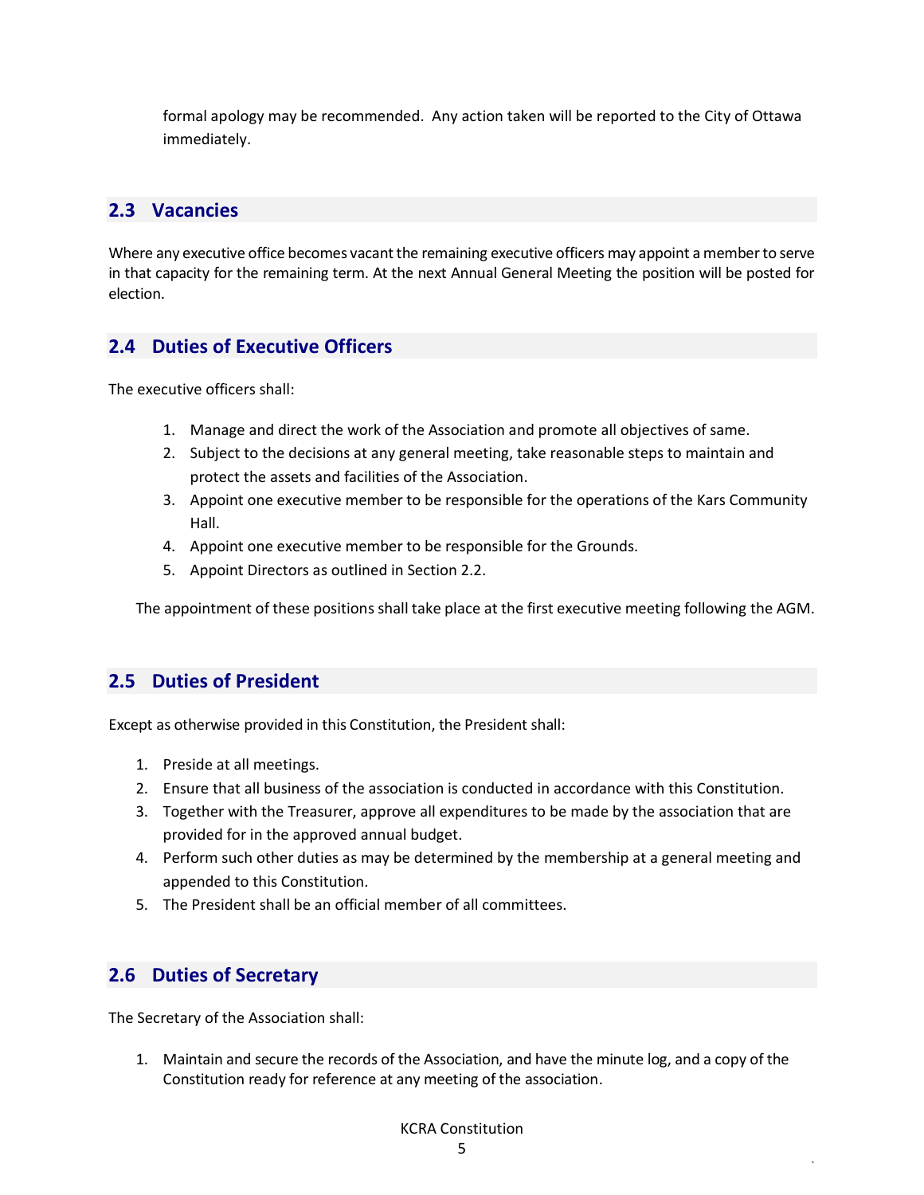formal apology may be recommended. Any action taken will be reported to the City of Ottawa immediately.

## 2.3 Vacancies

Where any executive office becomes vacant the remaining executive officers may appoint a member to serve in that capacity for the remaining term. At the next Annual General Meeting the position will be posted for election.

## 2.4 Duties of Executive Officers

The executive officers shall:

1. Manage and direct the work of the Association and promote all objectives of same.
2. Subject to the decisions at any general meeting, take reasonable steps to maintain and protect the assets and facilities of the Association.
3. Appoint one executive member to be responsible for the operations of the Kars Community Hall.
4. Appoint one executive member to be responsible for the Grounds.
5. Appoint Directors as outlined in Section 2.2.

The appointment of these positions shall take place at the first executive meeting following the AGM.

## 2.5 Duties of President

Except as otherwise provided in this Constitution, the President shall:

1. Preside at all meetings.
2. Ensure that all business of the association is conducted in accordance with this Constitution.
3. Together with the Treasurer, approve all expenditures to be made by the association that are provided for in the approved annual budget.
4. Perform such other duties as may be determined by the membership at a general meeting and appended to this Constitution.
5. The President shall be an official member of all committees.

## 2.6 Duties of Secretary

The Secretary of the Association shall:

1. Maintain and secure the records of the Association, and have the minute log, and a copy of the Constitution ready for reference at any meeting of the association.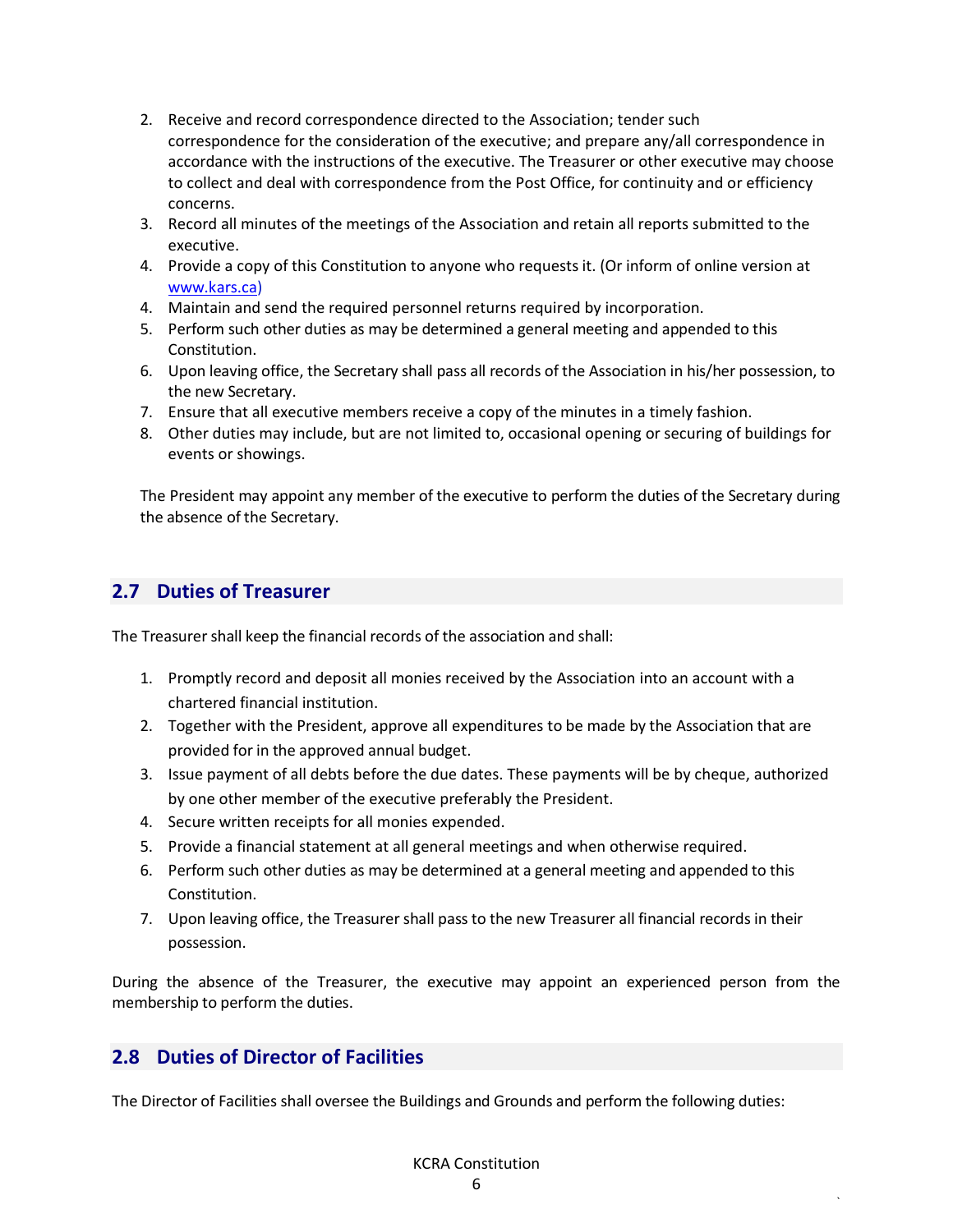2. Receive and record correspondence directed to the Association; tender such correspondence for the consideration of the executive; and prepare any/all correspondence in accordance with the instructions of the executive. The Treasurer or other executive may choose to collect and deal with correspondence from the Post Office, for continuity and or efficiency concerns.
3. Record all minutes of the meetings of the Association and retain all reports submitted to the executive.
4. Provide a copy of this Constitution to anyone who requests it. (Or inform of online version at www.kars.ca)
4. Maintain and send the required personnel returns required by incorporation.
5. Perform such other duties as may be determined a general meeting and appended to this Constitution.
6. Upon leaving office, the Secretary shall pass all records of the Association in his/her possession, to the new Secretary.
7. Ensure that all executive members receive a copy of the minutes in a timely fashion.
8. Other duties may include, but are not limited to, occasional opening or securing of buildings for events or showings.

The President may appoint any member of the executive to perform the duties of the Secretary during the absence of the Secretary.

## 2.7 Duties of Treasurer

The Treasurer shall keep the financial records of the association and shall:

1. Promptly record and deposit all monies received by the Association into an account with a chartered financial institution.
2. Together with the President, approve all expenditures to be made by the Association that are provided for in the approved annual budget.
3. Issue payment of all debts before the due dates. These payments will be by cheque, authorized by one other member of the executive preferably the President.
4. Secure written receipts for all monies expended.
5. Provide a financial statement at all general meetings and when otherwise required.
6. Perform such other duties as may be determined at a general meeting and appended to this Constitution.
7. Upon leaving office, the Treasurer shall pass to the new Treasurer all financial records in their possession.

During the absence of the Treasurer, the executive may appoint an experienced person from the membership to perform the duties.

## 2.8 Duties of Director of Facilities

The Director of Facilities shall oversee the Buildings and Grounds and perform the following duties: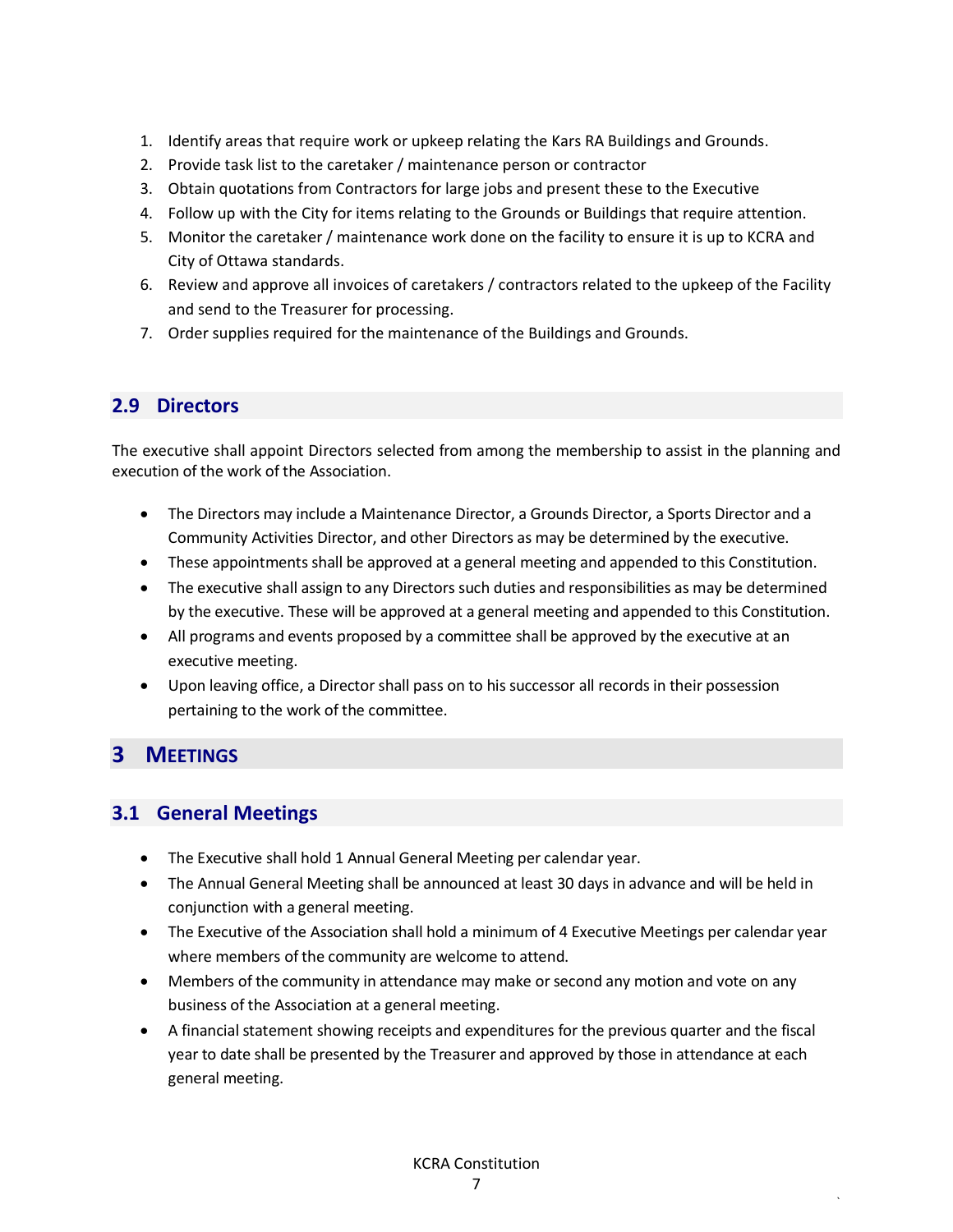1. Identify areas that require work or upkeep relating the Kars RA Buildings and Grounds.
2. Provide task list to the caretaker / maintenance person or contractor
3. Obtain quotations from Contractors for large jobs and present these to the Executive
4. Follow up with the City for items relating to the Grounds or Buildings that require attention.
5. Monitor the caretaker / maintenance work done on the facility to ensure it is up to KCRA and City of Ottawa standards.
6. Review and approve all invoices of caretakers / contractors related to the upkeep of the Facility and send to the Treasurer for processing.
7. Order supplies required for the maintenance of the Buildings and Grounds.

## 2.9 Directors

The executive shall appoint Directors selected from among the membership to assist in the planning and execution of the work of the Association.

- The Directors may include a Maintenance Director, a Grounds Director, a Sports Director and a Community Activities Director, and other Directors as may be determined by the executive.
- These appointments shall be approved at a general meeting and appended to this Constitution.
- The executive shall assign to any Directors such duties and responsibilities as may be determined by the executive. These will be approved at a general meeting and appended to this Constitution.
- All programs and events proposed by a committee shall be approved by the executive at an executive meeting.
- Upon leaving office, a Director shall pass on to his successor all records in their possession pertaining to the work of the committee.

# 3 Meetings

## 3.1 General Meetings

- The Executive shall hold 1 Annual General Meeting per calendar year.
- The Annual General Meeting shall be announced at least 30 days in advance and will be held in conjunction with a general meeting.
- The Executive of the Association shall hold a minimum of 4 Executive Meetings per calendar year where members of the community are welcome to attend.
- Members of the community in attendance may make or second any motion and vote on any business of the Association at a general meeting.
- A financial statement showing receipts and expenditures for the previous quarter and the fiscal year to date shall be presented by the Treasurer and approved by those in attendance at each general meeting.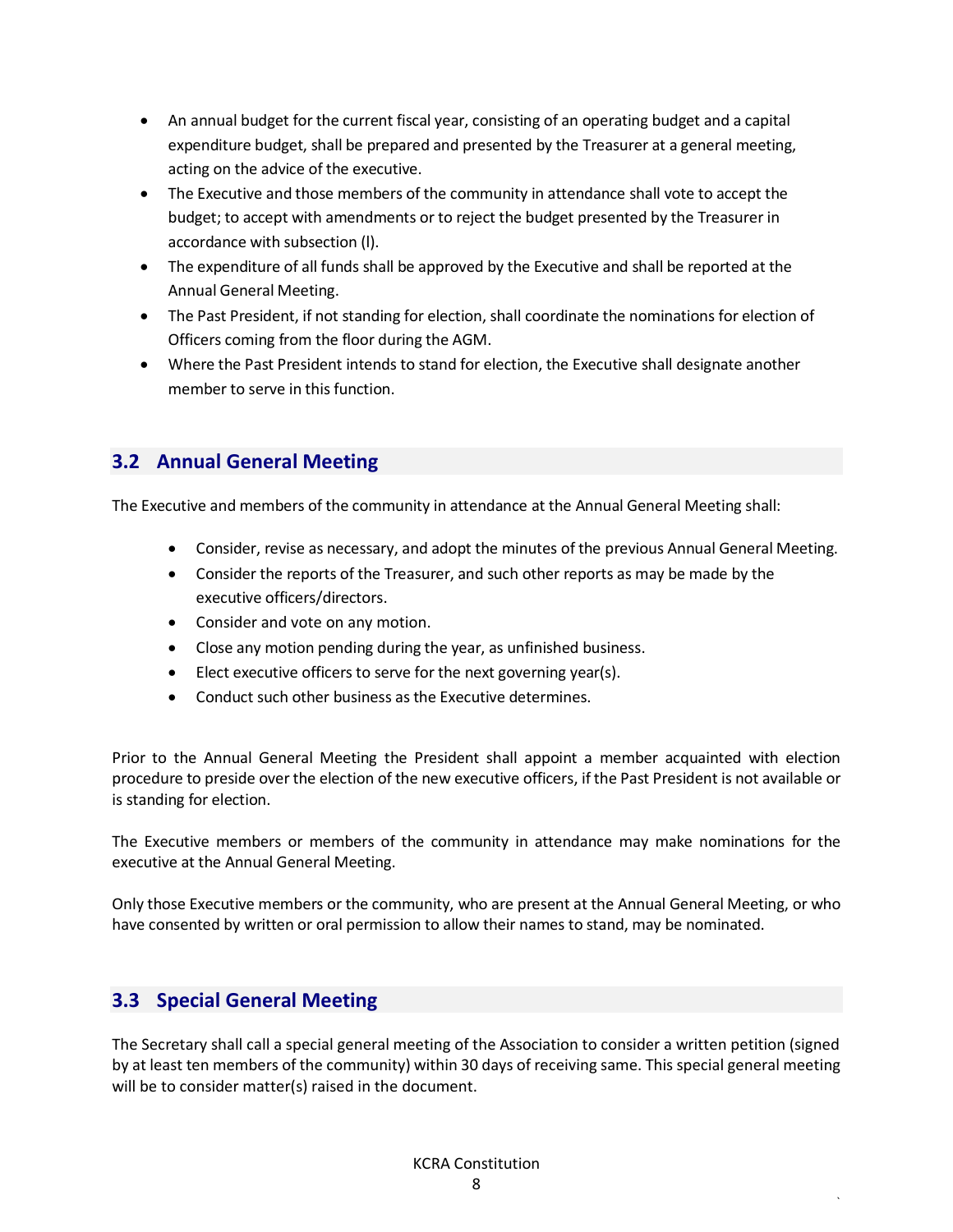- An annual budget for the current fiscal year, consisting of an operating budget and a capital expenditure budget, shall be prepared and presented by the Treasurer at a general meeting, acting on the advice of the executive.
- The Executive and those members of the community in attendance shall vote to accept the budget; to accept with amendments or to reject the budget presented by the Treasurer in accordance with subsection (l).
- The expenditure of all funds shall be approved by the Executive and shall be reported at the Annual General Meeting.
- The Past President, if not standing for election, shall coordinate the nominations for election of Officers coming from the floor during the AGM.
- Where the Past President intends to stand for election, the Executive shall designate another member to serve in this function.

## 3.2 Annual General Meeting

The Executive and members of the community in attendance at the Annual General Meeting shall:

- Consider, revise as necessary, and adopt the minutes of the previous Annual General Meeting.
- Consider the reports of the Treasurer, and such other reports as may be made by the executive officers/directors.
- Consider and vote on any motion.
- Close any motion pending during the year, as unfinished business.
- Elect executive officers to serve for the next governing year(s).
- Conduct such other business as the Executive determines.

Prior to the Annual General Meeting the President shall appoint a member acquainted with election procedure to preside over the election of the new executive officers, if the Past President is not available or is standing for election.

The Executive members or members of the community in attendance may make nominations for the executive at the Annual General Meeting.

Only those Executive members or the community, who are present at the Annual General Meeting, or who have consented by written or oral permission to allow their names to stand, may be nominated.

## 3.3 Special General Meeting

The Secretary shall call a special general meeting of the Association to consider a written petition (signed by at least ten members of the community) within 30 days of receiving same. This special general meeting will be to consider matter(s) raised in the document.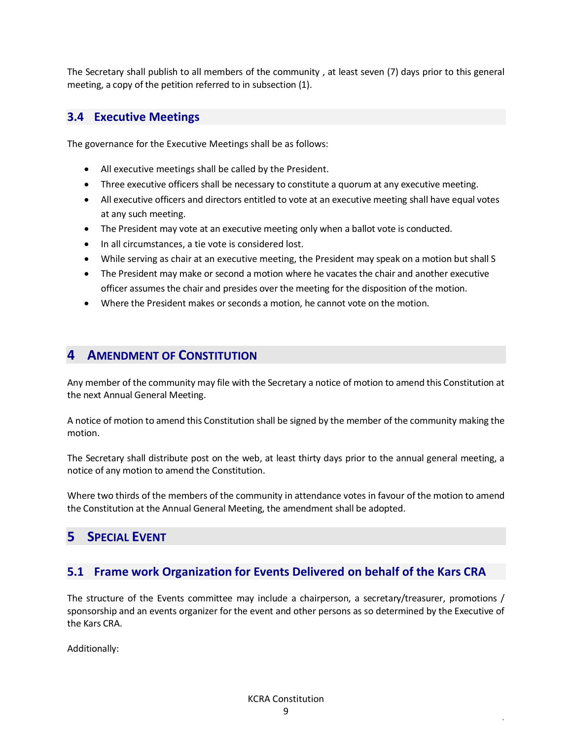The Secretary shall publish to all members of the community , at least seven (7) days prior to this general meeting, a copy of the petition referred to in subsection (1).

### 3.4 Executive Meetings

The governance for the Executive Meetings shall be as follows:

- All executive meetings shall be called by the President.
- Three executive officers shall be necessary to constitute a quorum at any executive meeting.
- All executive officers and directors entitled to vote at an executive meeting shall have equal votes at any such meeting.
- The President may vote at an executive meeting only when a ballot vote is conducted.
- In all circumstances, a tie vote is considered lost.
- While serving as chair at an executive meeting, the President may speak on a motion but shall S
- The President may make or second a motion where he vacates the chair and another executive officer assumes the chair and presides over the meeting for the disposition of the motion.
- Where the President makes or seconds a motion, he cannot vote on the motion.

## 4 Amendment of Constitution

Any member of the community may file with the Secretary a notice of motion to amend this Constitution at the next Annual General Meeting.

A notice of motion to amend this Constitution shall be signed by the member of the community making the motion.

The Secretary shall distribute post on the web, at least thirty days prior to the annual general meeting, a notice of any motion to amend the Constitution.

Where two thirds of the members of the community in attendance votes in favour of the motion to amend the Constitution at the Annual General Meeting, the amendment shall be adopted.

## 5 Special Event

### 5.1 Frame work Organization for Events Delivered on behalf of the Kars CRA

The structure of the Events committee may include a chairperson, a secretary/treasurer, promotions / sponsorship and an events organizer for the event and other persons as so determined by the Executive of the Kars CRA.

Additionally: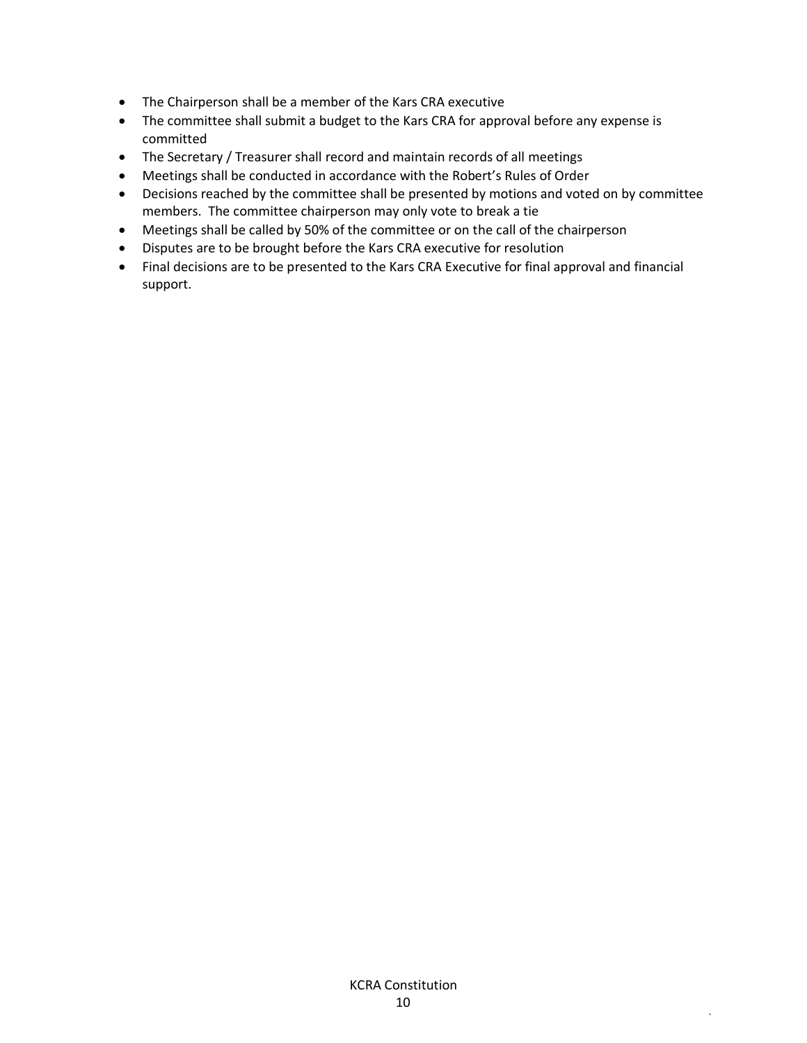- The Chairperson shall be a member of the Kars CRA executive
- The committee shall submit a budget to the Kars CRA for approval before any expense is committed
- The Secretary / Treasurer shall record and maintain records of all meetings
- Meetings shall be conducted in accordance with the Robert's Rules of Order
- Decisions reached by the committee shall be presented by motions and voted on by committee members. The committee chairperson may only vote to break a tie
- Meetings shall be called by 50% of the committee or on the call of the chairperson
- Disputes are to be brought before the Kars CRA executive for resolution
- Final decisions are to be presented to the Kars CRA Executive for final approval and financial support.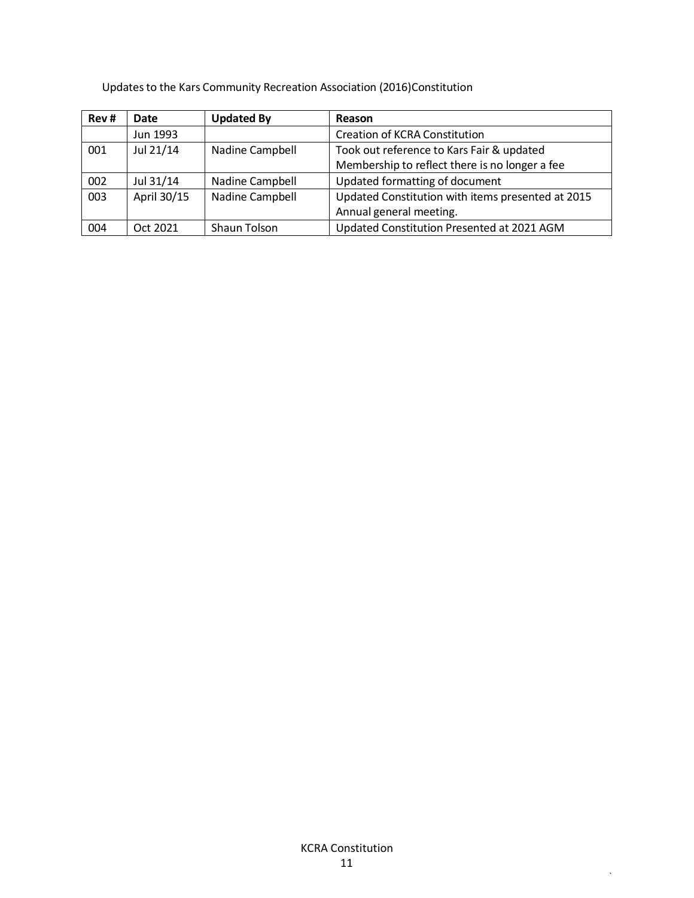Updates to the Kars Community Recreation Association (2016)Constitution

| Rev # | Date | Updated By | Reason |
|---|---|---|---|
| | Jun 1993 | | Creation of KCRA Constitution |
| 001 | Jul 21/14 | Nadine Campbell | Took out reference to Kars Fair & updated Membership to reflect there is no longer a fee |
| 002 | Jul 31/14 | Nadine Campbell | Updated formatting of document |
| 003 | April 30/15 | Nadine Campbell | Updated Constitution with items presented at 2015 Annual general meeting. |
| 004 | Oct 2021 | Shaun Tolson | Updated Constitution Presented at 2021 AGM |